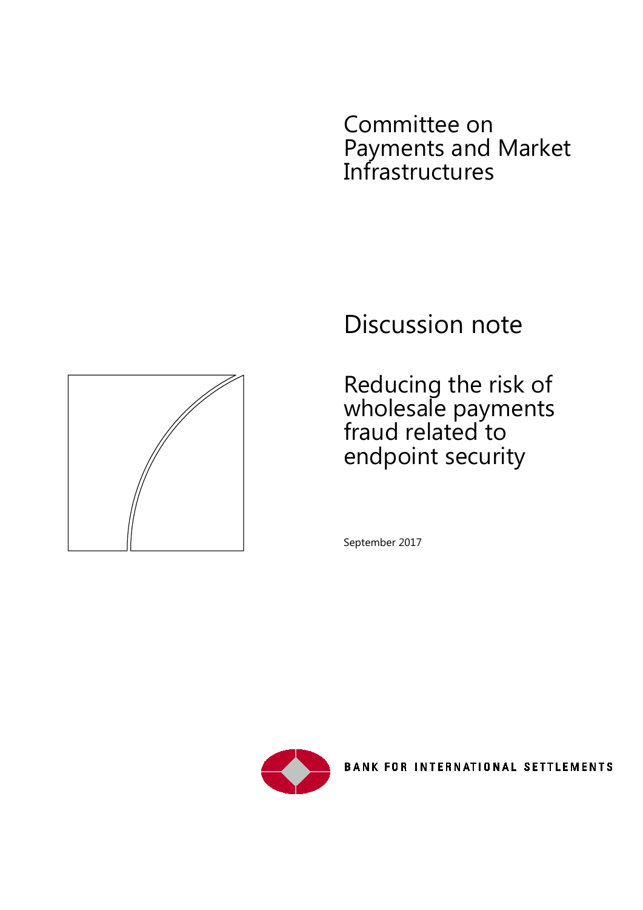Committee on Payments and Market Infrastructures

# Discussion note

## Reducing the risk of wholesale payments fraud related to endpoint security

September 2017

BANK FOR INTERNATIONAL SETTLEMENTS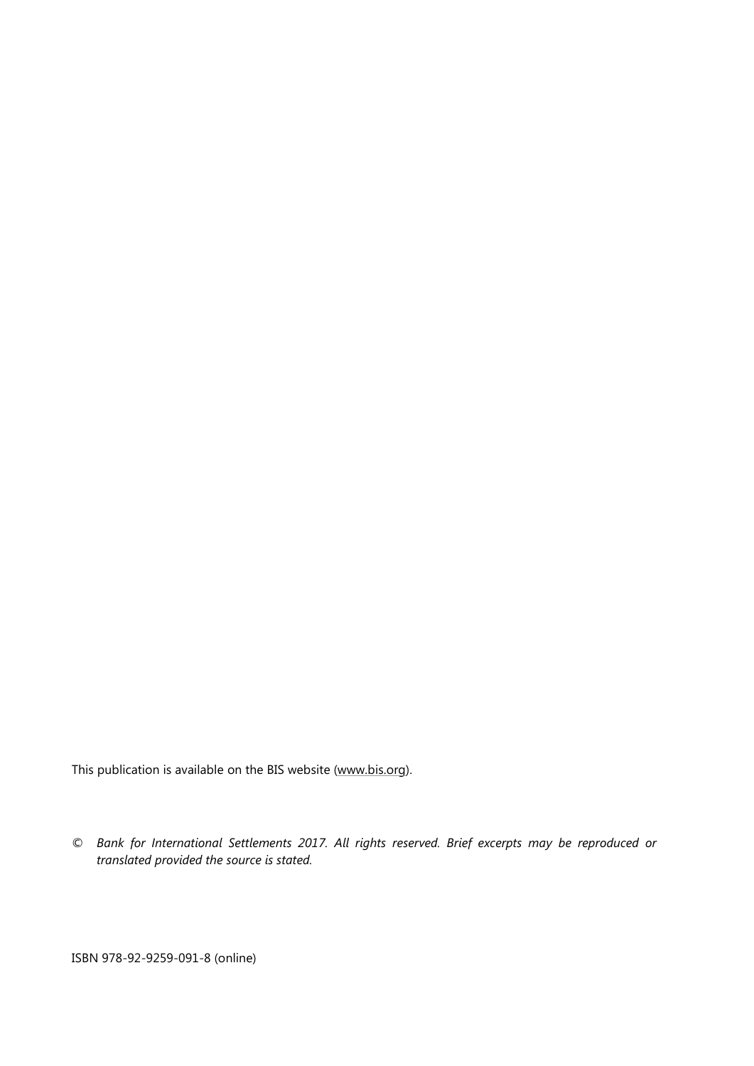This publication is available on the BIS website (www.bis.org).

© *Bank for International Settlements 2017. All rights reserved. Brief excerpts may be reproduced or translated provided the source is stated.*

ISBN 978-92-9259-091-8 (online)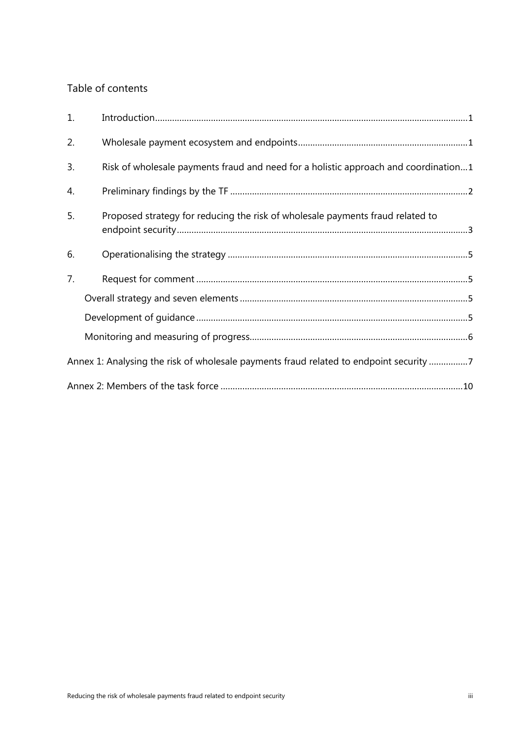## Table of contents

1. Introduction ... 1
2. Wholesale payment ecosystem and endpoints ... 1
3. Risk of wholesale payments fraud and need for a holistic approach and coordination ... 1
4. Preliminary findings by the TF ... 2
5. Proposed strategy for reducing the risk of wholesale payments fraud related to endpoint security ... 3
6. Operationalising the strategy ... 5
7. Request for comment ... 5
   - Overall strategy and seven elements ... 5
   - Development of guidance ... 5
   - Monitoring and measuring of progress ... 6

Annex 1: Analysing the risk of wholesale payments fraud related to endpoint security ... 7

Annex 2: Members of the task force ... 10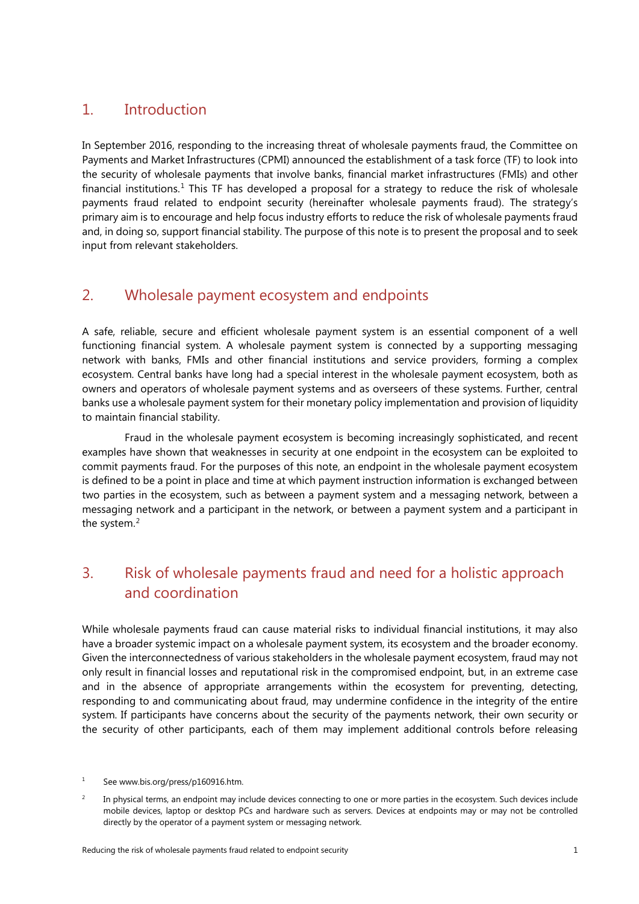## 1. Introduction

In September 2016, responding to the increasing threat of wholesale payments fraud, the Committee on Payments and Market Infrastructures (CPMI) announced the establishment of a task force (TF) to look into the security of wholesale payments that involve banks, financial market infrastructures (FMIs) and other financial institutions.[1] This TF has developed a proposal for a strategy to reduce the risk of wholesale payments fraud related to endpoint security (hereinafter wholesale payments fraud). The strategy's primary aim is to encourage and help focus industry efforts to reduce the risk of wholesale payments fraud and, in doing so, support financial stability. The purpose of this note is to present the proposal and to seek input from relevant stakeholders.

## 2. Wholesale payment ecosystem and endpoints

A safe, reliable, secure and efficient wholesale payment system is an essential component of a well functioning financial system. A wholesale payment system is connected by a supporting messaging network with banks, FMIs and other financial institutions and service providers, forming a complex ecosystem. Central banks have long had a special interest in the wholesale payment ecosystem, both as owners and operators of wholesale payment systems and as overseers of these systems. Further, central banks use a wholesale payment system for their monetary policy implementation and provision of liquidity to maintain financial stability.

Fraud in the wholesale payment ecosystem is becoming increasingly sophisticated, and recent examples have shown that weaknesses in security at one endpoint in the ecosystem can be exploited to commit payments fraud. For the purposes of this note, an endpoint in the wholesale payment ecosystem is defined to be a point in place and time at which payment instruction information is exchanged between two parties in the ecosystem, such as between a payment system and a messaging network, between a messaging network and a participant in the network, or between a payment system and a participant in the system.[2]

## 3. Risk of wholesale payments fraud and need for a holistic approach and coordination

While wholesale payments fraud can cause material risks to individual financial institutions, it may also have a broader systemic impact on a wholesale payment system, its ecosystem and the broader economy. Given the interconnectedness of various stakeholders in the wholesale payment ecosystem, fraud may not only result in financial losses and reputational risk in the compromised endpoint, but, in an extreme case and in the absence of appropriate arrangements within the ecosystem for preventing, detecting, responding to and communicating about fraud, may undermine confidence in the integrity of the entire system. If participants have concerns about the security of the payments network, their own security or the security of other participants, each of them may implement additional controls before releasing

[1] See www.bis.org/press/p160916.htm.

[2] In physical terms, an endpoint may include devices connecting to one or more parties in the ecosystem. Such devices include mobile devices, laptop or desktop PCs and hardware such as servers. Devices at endpoints may or may not be controlled directly by the operator of a payment system or messaging network.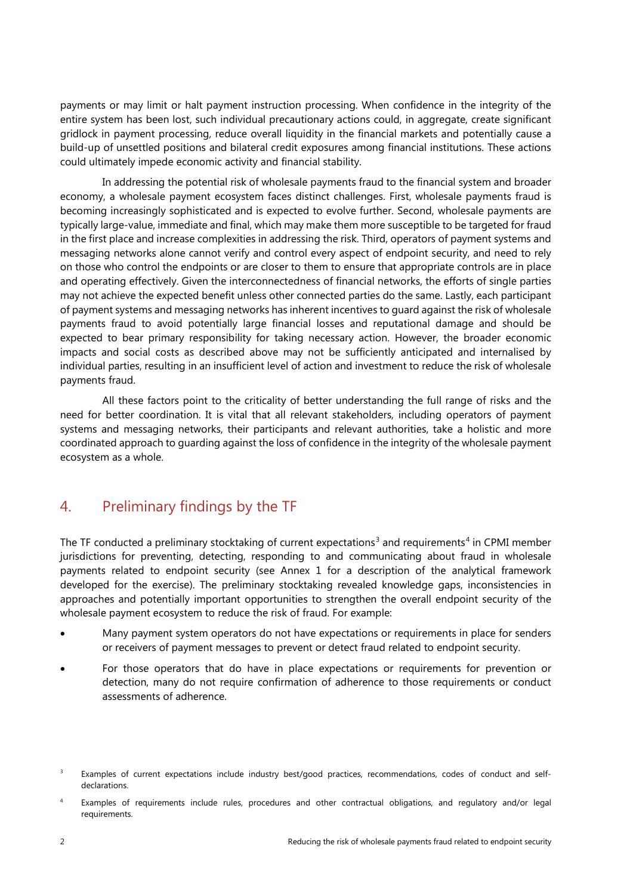payments or may limit or halt payment instruction processing. When confidence in the integrity of the entire system has been lost, such individual precautionary actions could, in aggregate, create significant gridlock in payment processing, reduce overall liquidity in the financial markets and potentially cause a build-up of unsettled positions and bilateral credit exposures among financial institutions. These actions could ultimately impede economic activity and financial stability.

In addressing the potential risk of wholesale payments fraud to the financial system and broader economy, a wholesale payment ecosystem faces distinct challenges. First, wholesale payments fraud is becoming increasingly sophisticated and is expected to evolve further. Second, wholesale payments are typically large-value, immediate and final, which may make them more susceptible to be targeted for fraud in the first place and increase complexities in addressing the risk. Third, operators of payment systems and messaging networks alone cannot verify and control every aspect of endpoint security, and need to rely on those who control the endpoints or are closer to them to ensure that appropriate controls are in place and operating effectively. Given the interconnectedness of financial networks, the efforts of single parties may not achieve the expected benefit unless other connected parties do the same. Lastly, each participant of payment systems and messaging networks has inherent incentives to guard against the risk of wholesale payments fraud to avoid potentially large financial losses and reputational damage and should be expected to bear primary responsibility for taking necessary action. However, the broader economic impacts and social costs as described above may not be sufficiently anticipated and internalised by individual parties, resulting in an insufficient level of action and investment to reduce the risk of wholesale payments fraud.

All these factors point to the criticality of better understanding the full range of risks and the need for better coordination. It is vital that all relevant stakeholders, including operators of payment systems and messaging networks, their participants and relevant authorities, take a holistic and more coordinated approach to guarding against the loss of confidence in the integrity of the wholesale payment ecosystem as a whole.

## 4. Preliminary findings by the TF

The TF conducted a preliminary stocktaking of current expectations[3] and requirements[4] in CPMI member jurisdictions for preventing, detecting, responding to and communicating about fraud in wholesale payments related to endpoint security (see Annex 1 for a description of the analytical framework developed for the exercise). The preliminary stocktaking revealed knowledge gaps, inconsistencies in approaches and potentially important opportunities to strengthen the overall endpoint security of the wholesale payment ecosystem to reduce the risk of fraud. For example:

- Many payment system operators do not have expectations or requirements in place for senders or receivers of payment messages to prevent or detect fraud related to endpoint security.
- For those operators that do have in place expectations or requirements for prevention or detection, many do not require confirmation of adherence to those requirements or conduct assessments of adherence.

[3] Examples of current expectations include industry best/good practices, recommendations, codes of conduct and self-declarations.

[4] Examples of requirements include rules, procedures and other contractual obligations, and regulatory and/or legal requirements.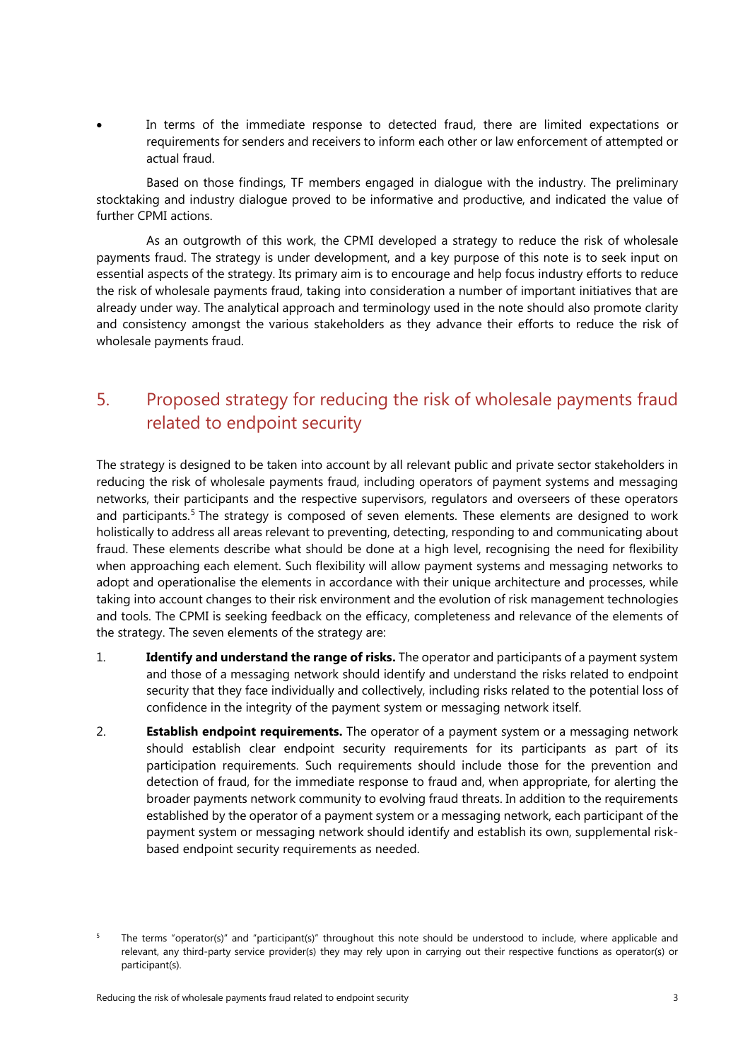- In terms of the immediate response to detected fraud, there are limited expectations or requirements for senders and receivers to inform each other or law enforcement of attempted or actual fraud.

Based on those findings, TF members engaged in dialogue with the industry. The preliminary stocktaking and industry dialogue proved to be informative and productive, and indicated the value of further CPMI actions.

As an outgrowth of this work, the CPMI developed a strategy to reduce the risk of wholesale payments fraud. The strategy is under development, and a key purpose of this note is to seek input on essential aspects of the strategy. Its primary aim is to encourage and help focus industry efforts to reduce the risk of wholesale payments fraud, taking into consideration a number of important initiatives that are already under way. The analytical approach and terminology used in the note should also promote clarity and consistency amongst the various stakeholders as they advance their efforts to reduce the risk of wholesale payments fraud.

## 5. Proposed strategy for reducing the risk of wholesale payments fraud related to endpoint security

The strategy is designed to be taken into account by all relevant public and private sector stakeholders in reducing the risk of wholesale payments fraud, including operators of payment systems and messaging networks, their participants and the respective supervisors, regulators and overseers of these operators and participants.[5] The strategy is composed of seven elements. These elements are designed to work holistically to address all areas relevant to preventing, detecting, responding to and communicating about fraud. These elements describe what should be done at a high level, recognising the need for flexibility when approaching each element. Such flexibility will allow payment systems and messaging networks to adopt and operationalise the elements in accordance with their unique architecture and processes, while taking into account changes to their risk environment and the evolution of risk management technologies and tools. The CPMI is seeking feedback on the efficacy, completeness and relevance of the elements of the strategy. The seven elements of the strategy are:

1. **Identify and understand the range of risks.** The operator and participants of a payment system and those of a messaging network should identify and understand the risks related to endpoint security that they face individually and collectively, including risks related to the potential loss of confidence in the integrity of the payment system or messaging network itself.
2. **Establish endpoint requirements.** The operator of a payment system or a messaging network should establish clear endpoint security requirements for its participants as part of its participation requirements. Such requirements should include those for the prevention and detection of fraud, for the immediate response to fraud and, when appropriate, for alerting the broader payments network community to evolving fraud threats. In addition to the requirements established by the operator of a payment system or a messaging network, each participant of the payment system or messaging network should identify and establish its own, supplemental risk-based endpoint security requirements as needed.

[5] The terms "operator(s)" and "participant(s)" throughout this note should be understood to include, where applicable and relevant, any third-party service provider(s) they may rely upon in carrying out their respective functions as operator(s) or participant(s).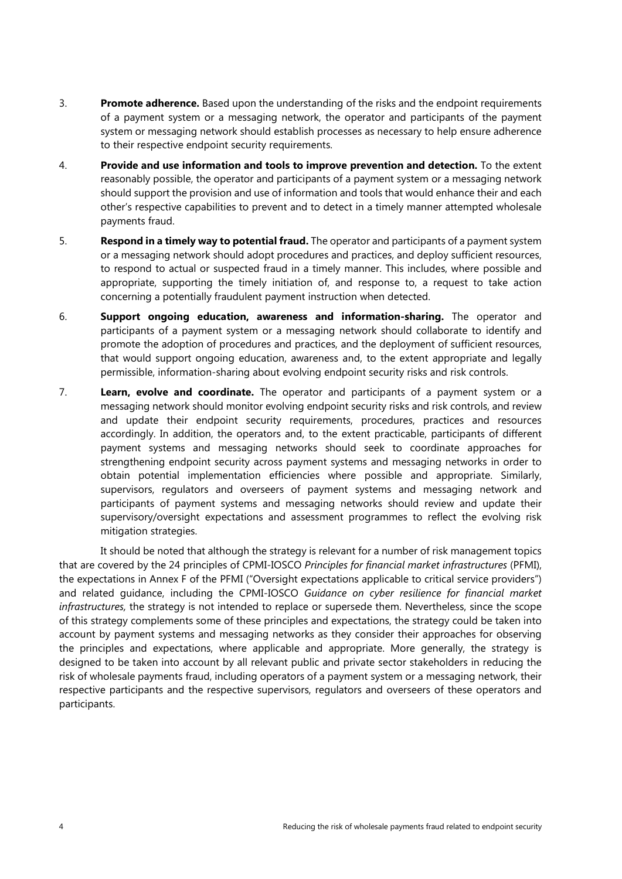3. **Promote adherence.** Based upon the understanding of the risks and the endpoint requirements of a payment system or a messaging network, the operator and participants of the payment system or messaging network should establish processes as necessary to help ensure adherence to their respective endpoint security requirements.

4. **Provide and use information and tools to improve prevention and detection.** To the extent reasonably possible, the operator and participants of a payment system or a messaging network should support the provision and use of information and tools that would enhance their and each other's respective capabilities to prevent and to detect in a timely manner attempted wholesale payments fraud.

5. **Respond in a timely way to potential fraud.** The operator and participants of a payment system or a messaging network should adopt procedures and practices, and deploy sufficient resources, to respond to actual or suspected fraud in a timely manner. This includes, where possible and appropriate, supporting the timely initiation of, and response to, a request to take action concerning a potentially fraudulent payment instruction when detected.

6. **Support ongoing education, awareness and information-sharing.** The operator and participants of a payment system or a messaging network should collaborate to identify and promote the adoption of procedures and practices, and the deployment of sufficient resources, that would support ongoing education, awareness and, to the extent appropriate and legally permissible, information-sharing about evolving endpoint security risks and risk controls.

7. **Learn, evolve and coordinate.** The operator and participants of a payment system or a messaging network should monitor evolving endpoint security risks and risk controls, and review and update their endpoint security requirements, procedures, practices and resources accordingly. In addition, the operators and, to the extent practicable, participants of different payment systems and messaging networks should seek to coordinate approaches for strengthening endpoint security across payment systems and messaging networks in order to obtain potential implementation efficiencies where possible and appropriate. Similarly, supervisors, regulators and overseers of payment systems and messaging network and participants of payment systems and messaging networks should review and update their supervisory/oversight expectations and assessment programmes to reflect the evolving risk mitigation strategies.

It should be noted that although the strategy is relevant for a number of risk management topics that are covered by the 24 principles of CPMI-IOSCO *Principles for financial market infrastructures* (PFMI), the expectations in Annex F of the PFMI ("Oversight expectations applicable to critical service providers") and related guidance, including the CPMI-IOSCO *Guidance on cyber resilience for financial market infrastructures,* the strategy is not intended to replace or supersede them. Nevertheless, since the scope of this strategy complements some of these principles and expectations, the strategy could be taken into account by payment systems and messaging networks as they consider their approaches for observing the principles and expectations, where applicable and appropriate. More generally, the strategy is designed to be taken into account by all relevant public and private sector stakeholders in reducing the risk of wholesale payments fraud, including operators of a payment system or a messaging network, their respective participants and the respective supervisors, regulators and overseers of these operators and participants.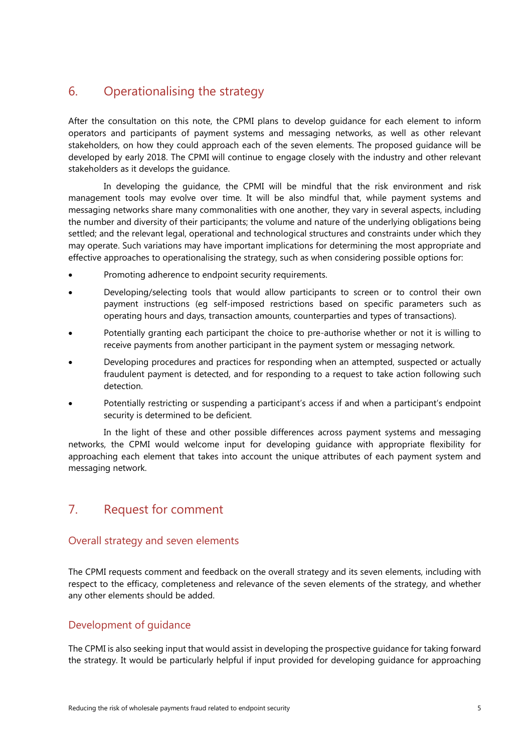## 6. Operationalising the strategy

After the consultation on this note, the CPMI plans to develop guidance for each element to inform operators and participants of payment systems and messaging networks, as well as other relevant stakeholders, on how they could approach each of the seven elements. The proposed guidance will be developed by early 2018. The CPMI will continue to engage closely with the industry and other relevant stakeholders as it develops the guidance.

In developing the guidance, the CPMI will be mindful that the risk environment and risk management tools may evolve over time. It will be also mindful that, while payment systems and messaging networks share many commonalities with one another, they vary in several aspects, including the number and diversity of their participants; the volume and nature of the underlying obligations being settled; and the relevant legal, operational and technological structures and constraints under which they may operate. Such variations may have important implications for determining the most appropriate and effective approaches to operationalising the strategy, such as when considering possible options for:

- Promoting adherence to endpoint security requirements.
- Developing/selecting tools that would allow participants to screen or to control their own payment instructions (eg self-imposed restrictions based on specific parameters such as operating hours and days, transaction amounts, counterparties and types of transactions).
- Potentially granting each participant the choice to pre-authorise whether or not it is willing to receive payments from another participant in the payment system or messaging network.
- Developing procedures and practices for responding when an attempted, suspected or actually fraudulent payment is detected, and for responding to a request to take action following such detection.
- Potentially restricting or suspending a participant's access if and when a participant's endpoint security is determined to be deficient.

In the light of these and other possible differences across payment systems and messaging networks, the CPMI would welcome input for developing guidance with appropriate flexibility for approaching each element that takes into account the unique attributes of each payment system and messaging network.

## 7. Request for comment

### Overall strategy and seven elements

The CPMI requests comment and feedback on the overall strategy and its seven elements, including with respect to the efficacy, completeness and relevance of the seven elements of the strategy, and whether any other elements should be added.

### Development of guidance

The CPMI is also seeking input that would assist in developing the prospective guidance for taking forward the strategy. It would be particularly helpful if input provided for developing guidance for approaching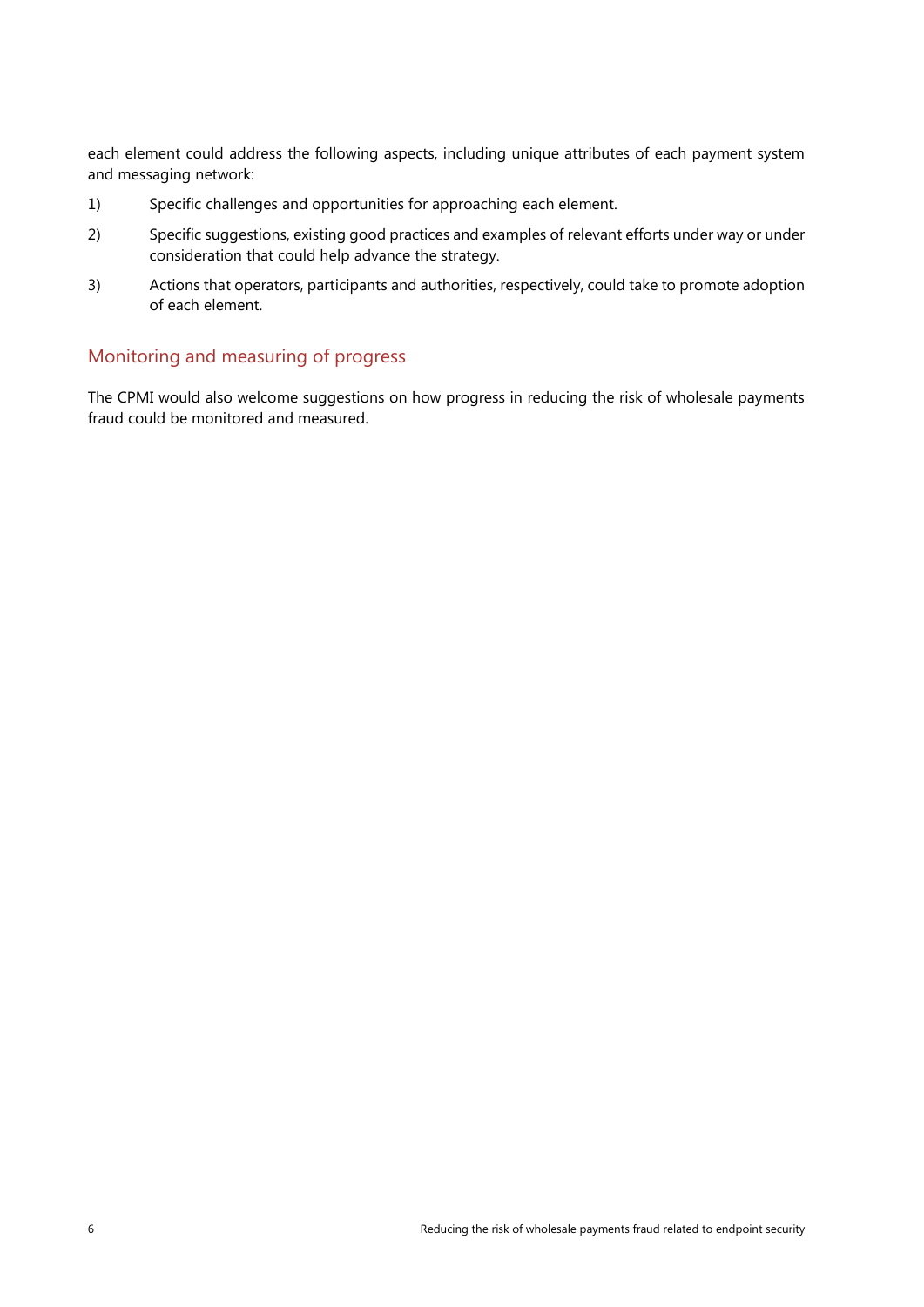each element could address the following aspects, including unique attributes of each payment system and messaging network:

1) Specific challenges and opportunities for approaching each element.

2) Specific suggestions, existing good practices and examples of relevant efforts under way or under consideration that could help advance the strategy.

3) Actions that operators, participants and authorities, respectively, could take to promote adoption of each element.

## Monitoring and measuring of progress

The CPMI would also welcome suggestions on how progress in reducing the risk of wholesale payments fraud could be monitored and measured.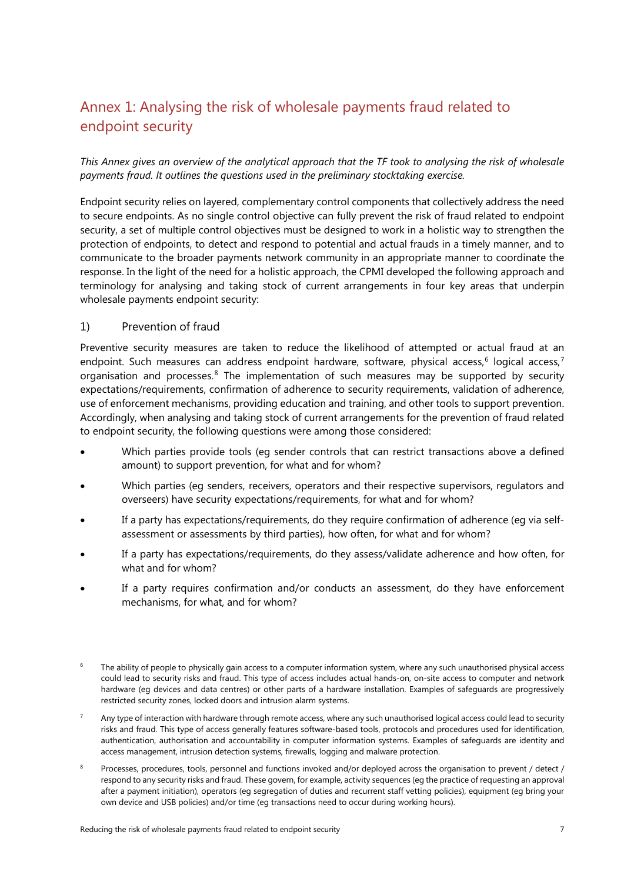## Annex 1: Analysing the risk of wholesale payments fraud related to endpoint security

*This Annex gives an overview of the analytical approach that the TF took to analysing the risk of wholesale payments fraud. It outlines the questions used in the preliminary stocktaking exercise.*

Endpoint security relies on layered, complementary control components that collectively address the need to secure endpoints. As no single control objective can fully prevent the risk of fraud related to endpoint security, a set of multiple control objectives must be designed to work in a holistic way to strengthen the protection of endpoints, to detect and respond to potential and actual frauds in a timely manner, and to communicate to the broader payments network community in an appropriate manner to coordinate the response. In the light of the need for a holistic approach, the CPMI developed the following approach and terminology for analysing and taking stock of current arrangements in four key areas that underpin wholesale payments endpoint security:

### 1) Prevention of fraud

Preventive security measures are taken to reduce the likelihood of attempted or actual fraud at an endpoint. Such measures can address endpoint hardware, software, physical access,[6] logical access,[7] organisation and processes.[8] The implementation of such measures may be supported by security expectations/requirements, confirmation of adherence to security requirements, validation of adherence, use of enforcement mechanisms, providing education and training, and other tools to support prevention. Accordingly, when analysing and taking stock of current arrangements for the prevention of fraud related to endpoint security, the following questions were among those considered:

- Which parties provide tools (eg sender controls that can restrict transactions above a defined amount) to support prevention, for what and for whom?
- Which parties (eg senders, receivers, operators and their respective supervisors, regulators and overseers) have security expectations/requirements, for what and for whom?
- If a party has expectations/requirements, do they require confirmation of adherence (eg via self-assessment or assessments by third parties), how often, for what and for whom?
- If a party has expectations/requirements, do they assess/validate adherence and how often, for what and for whom?
- If a party requires confirmation and/or conducts an assessment, do they have enforcement mechanisms, for what, and for whom?

[6] The ability of people to physically gain access to a computer information system, where any such unauthorised physical access could lead to security risks and fraud. This type of access includes actual hands-on, on-site access to computer and network hardware (eg devices and data centres) or other parts of a hardware installation. Examples of safeguards are progressively restricted security zones, locked doors and intrusion alarm systems.

[7] Any type of interaction with hardware through remote access, where any such unauthorised logical access could lead to security risks and fraud. This type of access generally features software-based tools, protocols and procedures used for identification, authentication, authorisation and accountability in computer information systems. Examples of safeguards are identity and access management, intrusion detection systems, firewalls, logging and malware protection.

[8] Processes, procedures, tools, personnel and functions invoked and/or deployed across the organisation to prevent / detect / respond to any security risks and fraud. These govern, for example, activity sequences (eg the practice of requesting an approval after a payment initiation), operators (eg segregation of duties and recurrent staff vetting policies), equipment (eg bring your own device and USB policies) and/or time (eg transactions need to occur during working hours).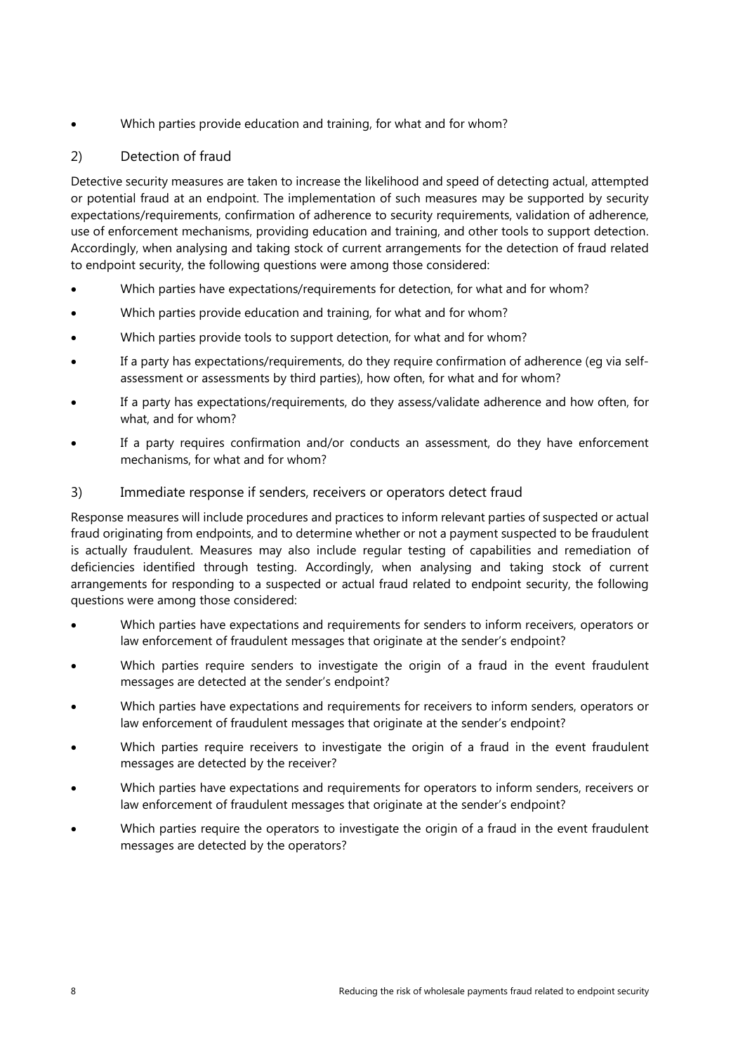- Which parties provide education and training, for what and for whom?

### 2) Detection of fraud

Detective security measures are taken to increase the likelihood and speed of detecting actual, attempted or potential fraud at an endpoint. The implementation of such measures may be supported by security expectations/requirements, confirmation of adherence to security requirements, validation of adherence, use of enforcement mechanisms, providing education and training, and other tools to support detection. Accordingly, when analysing and taking stock of current arrangements for the detection of fraud related to endpoint security, the following questions were among those considered:

- Which parties have expectations/requirements for detection, for what and for whom?
- Which parties provide education and training, for what and for whom?
- Which parties provide tools to support detection, for what and for whom?
- If a party has expectations/requirements, do they require confirmation of adherence (eg via self-assessment or assessments by third parties), how often, for what and for whom?
- If a party has expectations/requirements, do they assess/validate adherence and how often, for what, and for whom?
- If a party requires confirmation and/or conducts an assessment, do they have enforcement mechanisms, for what and for whom?

### 3) Immediate response if senders, receivers or operators detect fraud

Response measures will include procedures and practices to inform relevant parties of suspected or actual fraud originating from endpoints, and to determine whether or not a payment suspected to be fraudulent is actually fraudulent. Measures may also include regular testing of capabilities and remediation of deficiencies identified through testing. Accordingly, when analysing and taking stock of current arrangements for responding to a suspected or actual fraud related to endpoint security, the following questions were among those considered:

- Which parties have expectations and requirements for senders to inform receivers, operators or law enforcement of fraudulent messages that originate at the sender's endpoint?
- Which parties require senders to investigate the origin of a fraud in the event fraudulent messages are detected at the sender's endpoint?
- Which parties have expectations and requirements for receivers to inform senders, operators or law enforcement of fraudulent messages that originate at the sender's endpoint?
- Which parties require receivers to investigate the origin of a fraud in the event fraudulent messages are detected by the receiver?
- Which parties have expectations and requirements for operators to inform senders, receivers or law enforcement of fraudulent messages that originate at the sender's endpoint?
- Which parties require the operators to investigate the origin of a fraud in the event fraudulent messages are detected by the operators?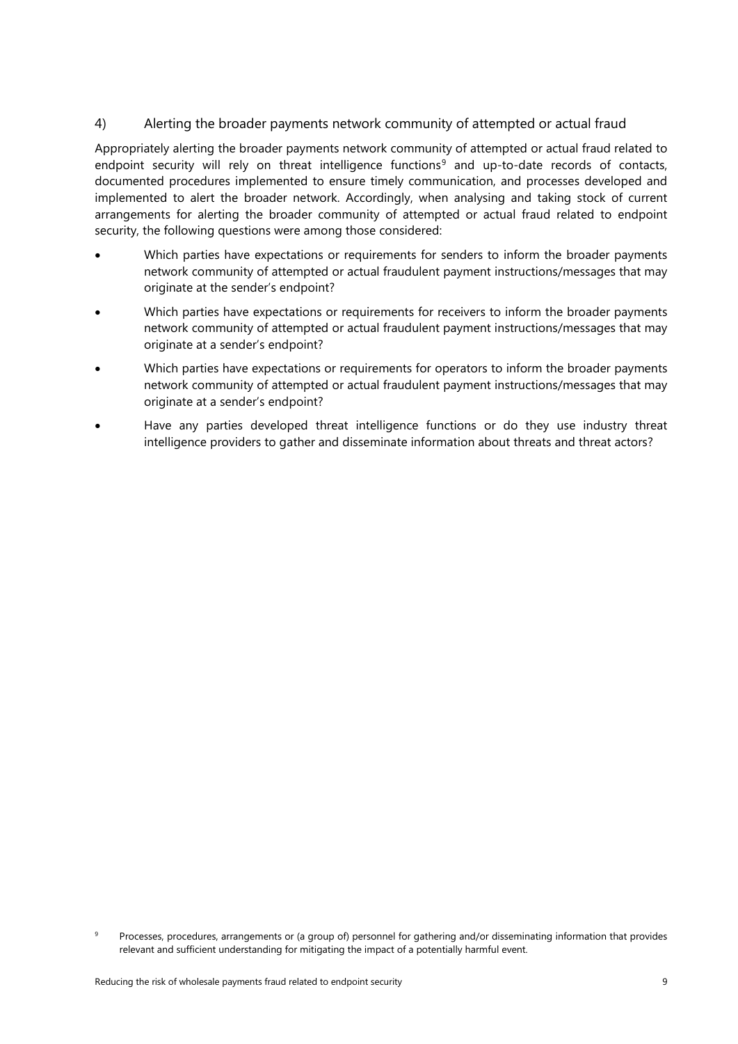### 4) Alerting the broader payments network community of attempted or actual fraud

Appropriately alerting the broader payments network community of attempted or actual fraud related to endpoint security will rely on threat intelligence functions[9] and up-to-date records of contacts, documented procedures implemented to ensure timely communication, and processes developed and implemented to alert the broader network. Accordingly, when analysing and taking stock of current arrangements for alerting the broader community of attempted or actual fraud related to endpoint security, the following questions were among those considered:

- Which parties have expectations or requirements for senders to inform the broader payments network community of attempted or actual fraudulent payment instructions/messages that may originate at the sender's endpoint?
- Which parties have expectations or requirements for receivers to inform the broader payments network community of attempted or actual fraudulent payment instructions/messages that may originate at a sender's endpoint?
- Which parties have expectations or requirements for operators to inform the broader payments network community of attempted or actual fraudulent payment instructions/messages that may originate at a sender's endpoint?
- Have any parties developed threat intelligence functions or do they use industry threat intelligence providers to gather and disseminate information about threats and threat actors?

[9] Processes, procedures, arrangements or (a group of) personnel for gathering and/or disseminating information that provides relevant and sufficient understanding for mitigating the impact of a potentially harmful event.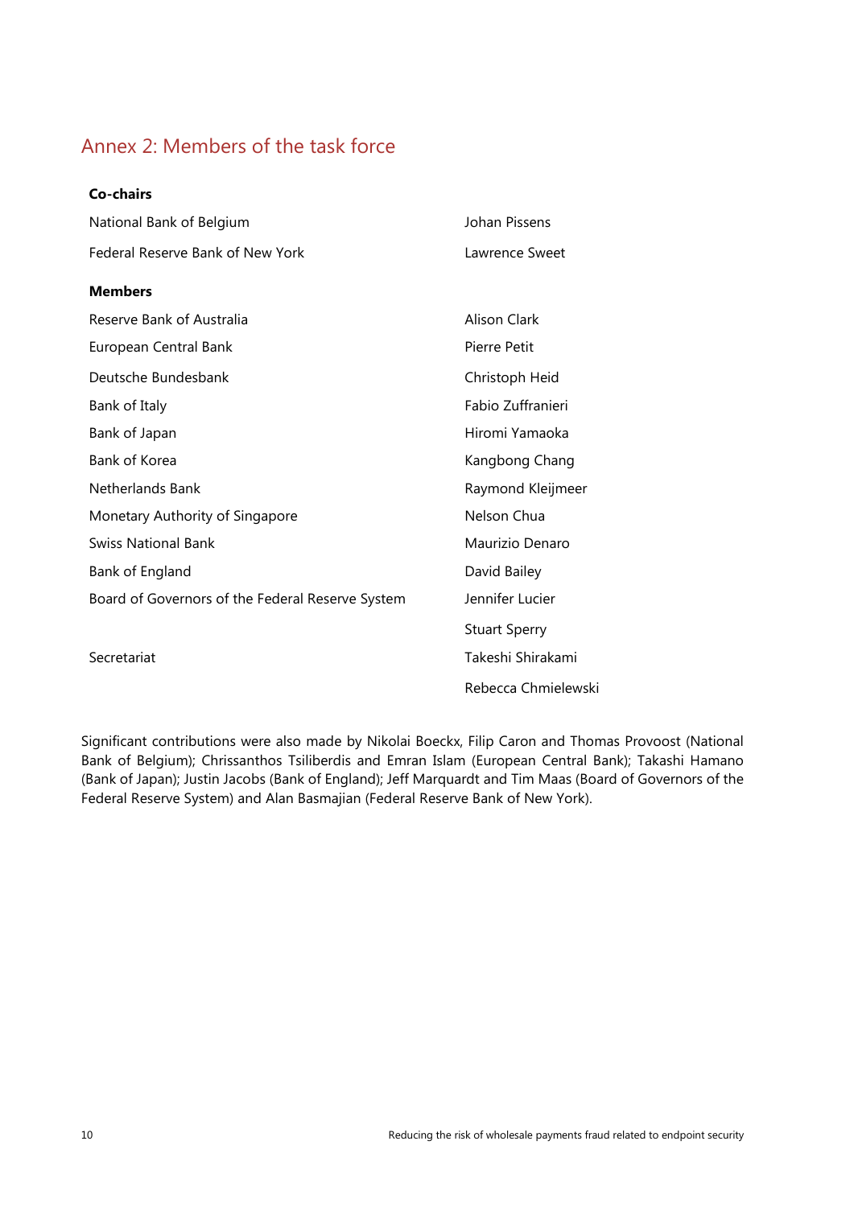## Annex 2: Members of the task force

| | |
|---|---|
| **Co-chairs** | |
| National Bank of Belgium | Johan Pissens |
| Federal Reserve Bank of New York | Lawrence Sweet |
| **Members** | |
| Reserve Bank of Australia | Alison Clark |
| European Central Bank | Pierre Petit |
| Deutsche Bundesbank | Christoph Heid |
| Bank of Italy | Fabio Zuffranieri |
| Bank of Japan | Hiromi Yamaoka |
| Bank of Korea | Kangbong Chang |
| Netherlands Bank | Raymond Kleijmeer |
| Monetary Authority of Singapore | Nelson Chua |
| Swiss National Bank | Maurizio Denaro |
| Bank of England | David Bailey |
| Board of Governors of the Federal Reserve System | Jennifer Lucier |
| | Stuart Sperry |
| Secretariat | Takeshi Shirakami |
| | Rebecca Chmielewski |

Significant contributions were also made by Nikolai Boeckx, Filip Caron and Thomas Provoost (National Bank of Belgium); Chrissanthos Tsiliberdis and Emran Islam (European Central Bank); Takashi Hamano (Bank of Japan); Justin Jacobs (Bank of England); Jeff Marquardt and Tim Maas (Board of Governors of the Federal Reserve System) and Alan Basmajian (Federal Reserve Bank of New York).